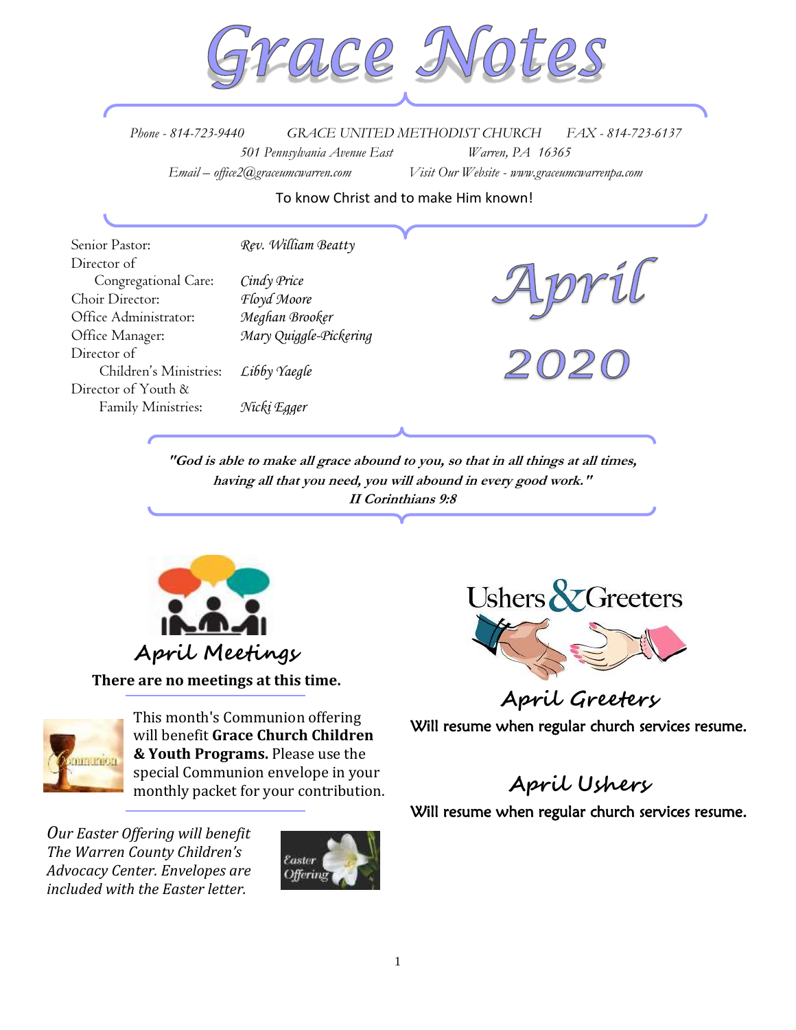# Grace Notes

Phone - 814-723-9440 GRACE UNITED METHODIST CHURCH FAX - 814-723-6137

501 Pennsylvania Avenue East Warren, PA 16365

Email – office2@graceumcwarren.com Visit Our Website - www.graceumcwarrenpa.com

To know Christ and to make Him known!

| | |
|---|---|
| Senior Pastor: | *Rev. William Beatty* |
| Director of Congregational Care: | *Cindy Price* |
| Choir Director: | *Floyd Moore* |
| Office Administrator: | *Meghan Brooker* |
| Office Manager: | *Mary Quiggle-Pickering* |
| Director of Children's Ministries: | *Libby Yaegle* |
| Director of Youth & Family Ministries: | *Nicki Egger* |

## April 2020

***"God is able to make all grace abound to you, so that in all things at all times, having all that you need, you will abound in every good work."***
***II Corinthians 9:8***

## April Meetings

**There are no meetings at this time.**

This month's Communion offering will benefit **Grace Church Children & Youth Programs.** Please use the special Communion envelope in your monthly packet for your contribution.

*Our Easter Offering will benefit The Warren County Children's Advocacy Center. Envelopes are included with the Easter letter.*

## Ushers & Greeters

### April Greeters

Will resume when regular church services resume.

### April Ushers

Will resume when regular church services resume.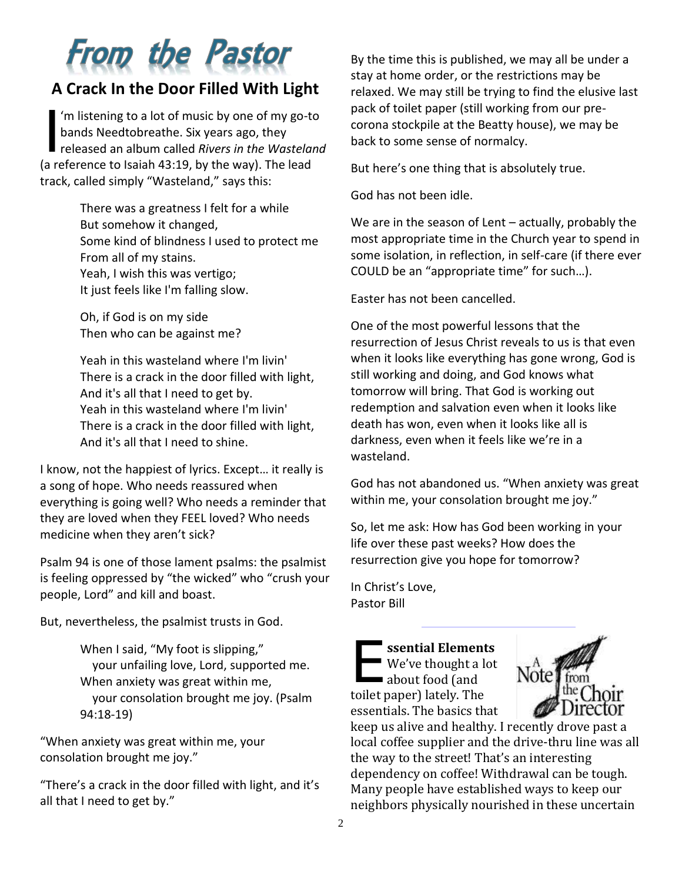# From the Pastor

## A Crack In the Door Filled With Light

I'm listening to a lot of music by one of my go-to bands Needtobreathe. Six years ago, they released an album called *Rivers in the Wasteland* (a reference to Isaiah 43:19, by the way). The lead track, called simply "Wasteland," says this:

> There was a greatness I felt for a while
> But somehow it changed,
> Some kind of blindness I used to protect me
> From all of my stains.
> Yeah, I wish this was vertigo;
> It just feels like I'm falling slow.
>
> Oh, if God is on my side
> Then who can be against me?
>
> Yeah in this wasteland where I'm livin'
> There is a crack in the door filled with light,
> And it's all that I need to get by.
> Yeah in this wasteland where I'm livin'
> There is a crack in the door filled with light,
> And it's all that I need to shine.

I know, not the happiest of lyrics. Except… it really is a song of hope. Who needs reassured when everything is going well? Who needs a reminder that they are loved when they FEEL loved? Who needs medicine when they aren't sick?

Psalm 94 is one of those lament psalms: the psalmist is feeling oppressed by "the wicked" who "crush your people, Lord" and kill and boast.

But, nevertheless, the psalmist trusts in God.

> When I said, "My foot is slipping,"
> your unfailing love, Lord, supported me.
> When anxiety was great within me,
> your consolation brought me joy. (Psalm 94:18-19)

"When anxiety was great within me, your consolation brought me joy."

"There's a crack in the door filled with light, and it's all that I need to get by."

By the time this is published, we may all be under a stay at home order, or the restrictions may be relaxed. We may still be trying to find the elusive last pack of toilet paper (still working from our pre-corona stockpile at the Beatty house), we may be back to some sense of normalcy.

But here's one thing that is absolutely true.

God has not been idle.

We are in the season of Lent – actually, probably the most appropriate time in the Church year to spend in some isolation, in reflection, in self-care (if there ever COULD be an "appropriate time" for such…).

Easter has not been cancelled.

One of the most powerful lessons that the resurrection of Jesus Christ reveals to us is that even when it looks like everything has gone wrong, God is still working and doing, and God knows what tomorrow will bring. That God is working out redemption and salvation even when it looks like death has won, even when it looks like all is darkness, even when it feels like we're in a wasteland.

God has not abandoned us. "When anxiety was great within me, your consolation brought me joy."

So, let me ask: How has God been working in your life over these past weeks? How does the resurrection give you hope for tomorrow?

In Christ's Love,
Pastor Bill

---

## A Note from the Choir Director

**Essential Elements** We've thought a lot about food (and toilet paper) lately. The basics that keep us alive and healthy. I recently drove past a local coffee supplier and the drive-thru line was all the way to the street! That's an interesting dependency on coffee! Withdrawal can be tough. Many people have established ways to keep our neighbors physically nourished in these uncertain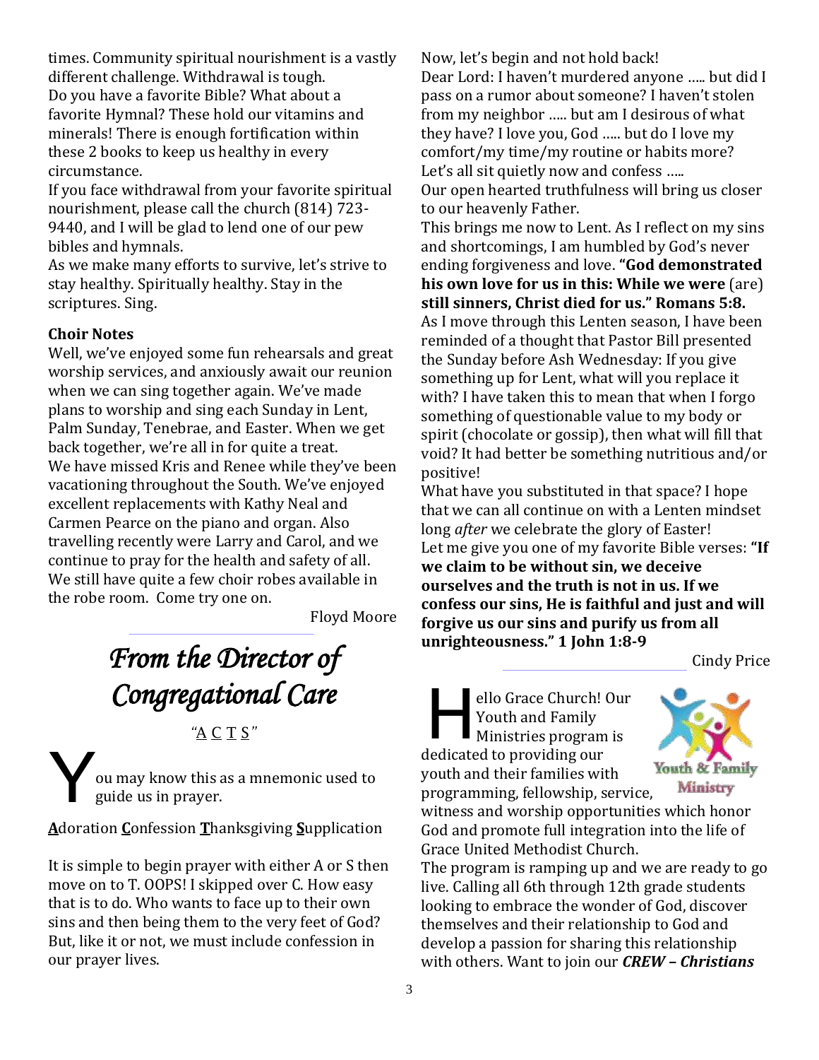times. Community spiritual nourishment is a vastly different challenge. Withdrawal is tough.
Do you have a favorite Bible? What about a favorite Hymnal? These hold our vitamins and minerals! There is enough fortification within these 2 books to keep us healthy in every circumstance.
If you face withdrawal from your favorite spiritual nourishment, please call the church (814) 723-9440, and I will be glad to lend one of our pew bibles and hymnals.
As we make many efforts to survive, let's strive to stay healthy. Spiritually healthy. Stay in the scriptures. Sing.

**Choir Notes**

Well, we've enjoyed some fun rehearsals and great worship services, and anxiously await our reunion when we can sing together again. We've made plans to worship and sing each Sunday in Lent, Palm Sunday, Tenebrae, and Easter. When we get back together, we're all in for quite a treat.
We have missed Kris and Renee while they've been vacationing throughout the South. We've enjoyed excellent replacements with Kathy Neal and Carmen Pearce on the piano and organ. Also travelling recently were Larry and Carol, and we continue to pray for the health and safety of all.
We still have quite a few choir robes available in the robe room. Come try one on.

Floyd Moore

# *From the Director of Congregational Care*

"A C T S"

You may know this as a mnemonic used to guide us in prayer.

**A**doration **C**onfession **T**hanksgiving **S**upplication

It is simple to begin prayer with either A or S then move on to T. OOPS! I skipped over C. How easy that is to do. Who wants to face up to their own sins and then being them to the very feet of God? But, like it or not, we must include confession in our prayer lives.

Now, let's begin and not hold back!
Dear Lord: I haven't murdered anyone ….. but did I pass on a rumor about someone? I haven't stolen from my neighbor ….. but am I desirous of what they have? I love you, God ….. but do I love my comfort/my time/my routine or habits more?
Let's all sit quietly now and confess …..
Our open hearted truthfulness will bring us closer to our heavenly Father.
This brings me now to Lent. As I reflect on my sins and shortcomings, I am humbled by God's never ending forgiveness and love. **"God demonstrated his own love for us in this: While we were** (are) **still sinners, Christ died for us." Romans 5:8.**
As I move through this Lenten season, I have been reminded of a thought that Pastor Bill presented the Sunday before Ash Wednesday: If you give something up for Lent, what will you replace it with? I have taken this to mean that when I forgo something of questionable value to my body or spirit (chocolate or gossip), then what will fill that void? It had better be something nutritious and/or positive!
What have you substituted in that space? I hope that we can all continue on with a Lenten mindset long *after* we celebrate the glory of Easter!
Let me give you one of my favorite Bible verses: **"If we claim to be without sin, we deceive ourselves and the truth is not in us. If we confess our sins, He is faithful and just and will forgive us our sins and purify us from all unrighteousness." 1 John 1:8-9**

Cindy Price

Hello Grace Church! Our Youth and Family Ministries program is dedicated to providing our youth and their families with programming, fellowship, service, witness and worship opportunities which honor God and promote full integration into the life of Grace United Methodist Church.
The program is ramping up and we are ready to go live. Calling all 6th through 12th grade students looking to embrace the wonder of God, discover themselves and their relationship to God and develop a passion for sharing this relationship with others. Want to join our ***CREW – Christians***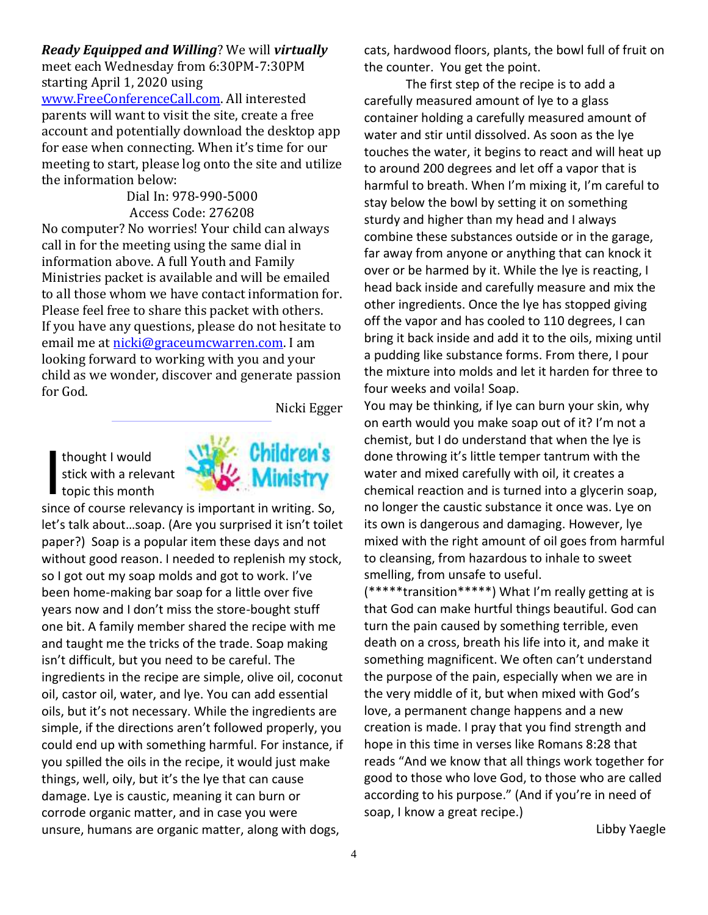***Ready Equipped and Willing***? We will ***virtually*** meet each Wednesday from 6:30PM-7:30PM starting April 1, 2020 using www.FreeConferenceCall.com. All interested parents will want to visit the site, create a free account and potentially download the desktop app for ease when connecting. When it's time for our meeting to start, please log onto the site and utilize the information below:

Dial In: 978-990-5000
Access Code: 276208

No computer? No worries! Your child can always call in for the meeting using the same dial in information above. A full Youth and Family Ministries packet is available and will be emailed to all those whom we have contact information for. Please feel free to share this packet with others. If you have any questions, please do not hesitate to email me at nicki@graceumcwarren.com. I am looking forward to working with you and your child as we wonder, discover and generate passion for God.

Nicki Egger

## Children's Ministry

I thought I would stick with a relevant topic this month since of course relevancy is important in writing. So, let's talk about...soap. (Are you surprised it isn't toilet paper?) Soap is a popular item these days and not without good reason. I needed to replenish my stock, so I got out my soap molds and got to work. I've been home-making bar soap for a little over five years now and I don't miss the store-bought stuff one bit. A family member shared the recipe with me and taught me the tricks of the trade. Soap making isn't difficult, but you need to be careful. The ingredients in the recipe are simple, olive oil, coconut oil, castor oil, water, and lye. You can add essential oils, but it's not necessary. While the ingredients are simple, if the directions aren't followed properly, you could end up with something harmful. For instance, if you spilled the oils in the recipe, it would just make things, well, oily, but it's the lye that can cause damage. Lye is caustic, meaning it can burn or corrode organic matter, and in case you were unsure, humans are organic matter, along with dogs, cats, hardwood floors, plants, the bowl full of fruit on the counter. You get the point.

The first step of the recipe is to add a carefully measured amount of lye to a glass container holding a carefully measured amount of water and stir until dissolved. As soon as the lye touches the water, it begins to react and will heat up to around 200 degrees and let off a vapor that is harmful to breath. When I'm mixing it, I'm careful to stay below the bowl by setting it on something sturdy and higher than my head and I always combine these substances outside or in the garage, far away from anyone or anything that can knock it over or be harmed by it. While the lye is reacting, I head back inside and carefully measure and mix the other ingredients. Once the lye has stopped giving off the vapor and has cooled to 110 degrees, I can bring it back inside and add it to the oils, mixing until a pudding like substance forms. From there, I pour the mixture into molds and let it harden for three to four weeks and voila! Soap.

You may be thinking, if lye can burn your skin, why on earth would you make soap out of it? I'm not a chemist, but I do understand that when the lye is done throwing it's little temper tantrum with the water and mixed carefully with oil, it creates a chemical reaction and is turned into a glycerin soap, no longer the caustic substance it once was. Lye on its own is dangerous and damaging. However, lye mixed with the right amount of oil goes from harmful to cleansing, from hazardous to inhale to sweet smelling, from unsafe to useful.

(*****transition*****) What I'm really getting at is that God can make hurtful things beautiful. God can turn the pain caused by something terrible, even death on a cross, breath his life into it, and make it something magnificent. We often can't understand the purpose of the pain, especially when we are in the very middle of it, but when mixed with God's love, a permanent change happens and a new creation is made. I pray that you find strength and hope in this time in verses like Romans 8:28 that reads "And we know that all things work together for good to those who love God, to those who are called according to his purpose." (And if you're in need of soap, I know a great recipe.)

Libby Yaegle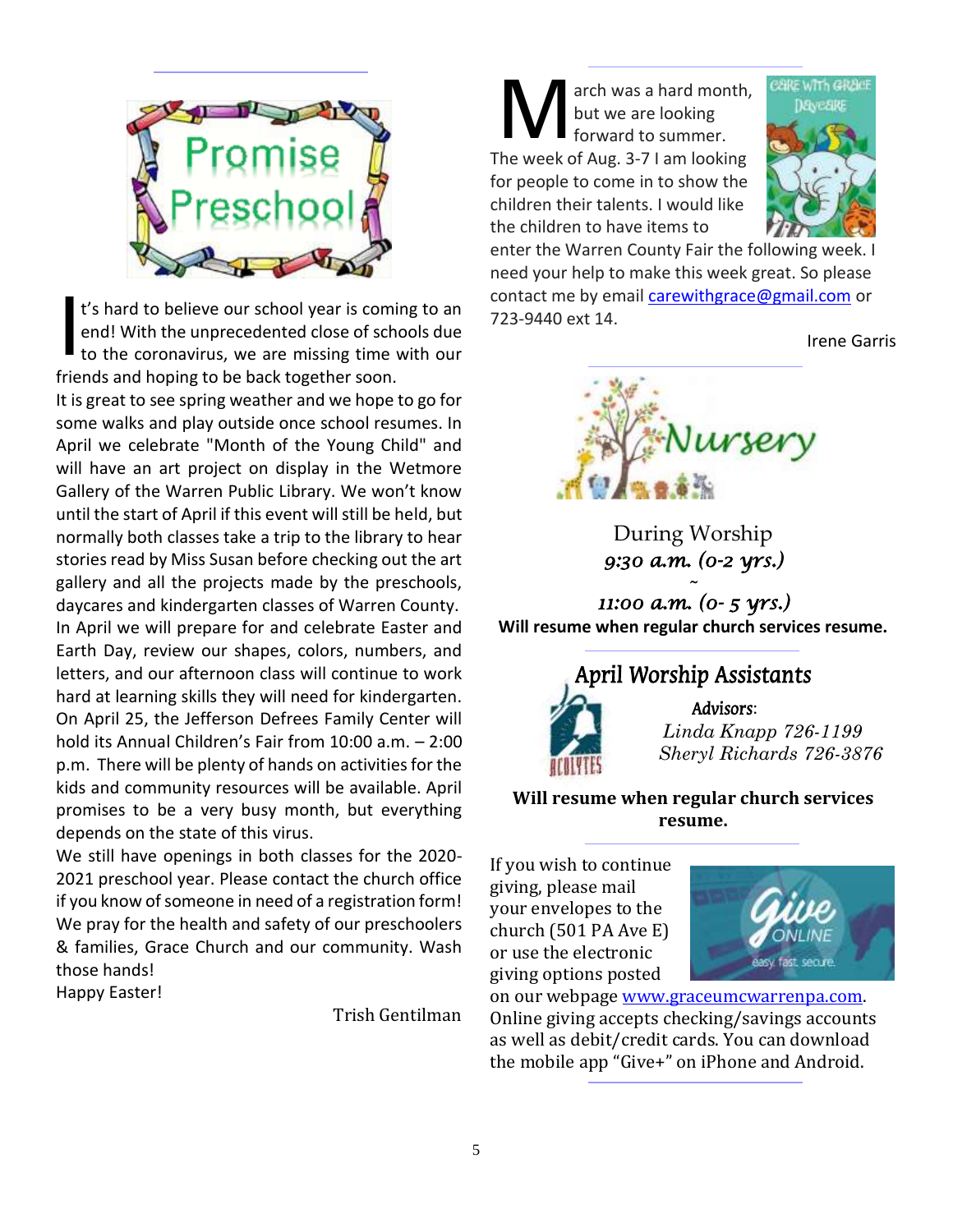# Promise Preschool

It's hard to believe our school year is coming to an end! With the unprecedented close of schools due to the coronavirus, we are missing time with our friends and hoping to be back together soon.

It is great to see spring weather and we hope to go for some walks and play outside once school resumes. In April we celebrate "Month of the Young Child" and will have an art project on display in the Wetmore Gallery of the Warren Public Library. We won't know until the start of April if this event will still be held, but normally both classes take a trip to the library to hear stories read by Miss Susan before checking out the art gallery and all the projects made by the preschools, daycares and kindergarten classes of Warren County.

In April we will prepare for and celebrate Easter and Earth Day, review our shapes, colors, numbers, and letters, and our afternoon class will continue to work hard at learning skills they will need for kindergarten. On April 25, the Jefferson Defrees Family Center will hold its Annual Children's Fair from 10:00 a.m. – 2:00 p.m. There will be plenty of hands on activities for the kids and community resources will be available. April promises to be a very busy month, but everything depends on the state of this virus.

We still have openings in both classes for the 2020-2021 preschool year. Please contact the church office if you know of someone in need of a registration form! We pray for the health and safety of our preschoolers & families, Grace Church and our community. Wash those hands!

Happy Easter!

Trish Gentilman

---

## Care With Grace Daycare

March was a hard month, but we are looking forward to summer. The week of Aug. 3-7 I am looking for people to come in to show the children their talents. I would like the children to have items to enter the Warren County Fair the following week. I need your help to make this week great. So please contact me by email carewithgrace@gmail.com or 723-9440 ext 14.

Irene Garris

---

## Nursery

During Worship

*9:30 a.m. (0-2 yrs.)*

~

*11:00 a.m. (0- 5 yrs.)*

**Will resume when regular church services resume.**

---

## April Worship Assistants

Acolytes

**Advisors**:

*Linda Knapp 726-1199*

*Sheryl Richards 726-3876*

**Will resume when regular church services resume.**

---

Give ONLINE — easy. fast. secure.

If you wish to continue giving, please mail your envelopes to the church (501 PA Ave E) or use the electronic giving options posted on our webpage www.graceumcwarrenpa.com. Online giving accepts checking/savings accounts as well as debit/credit cards. You can download the mobile app "Give+" on iPhone and Android.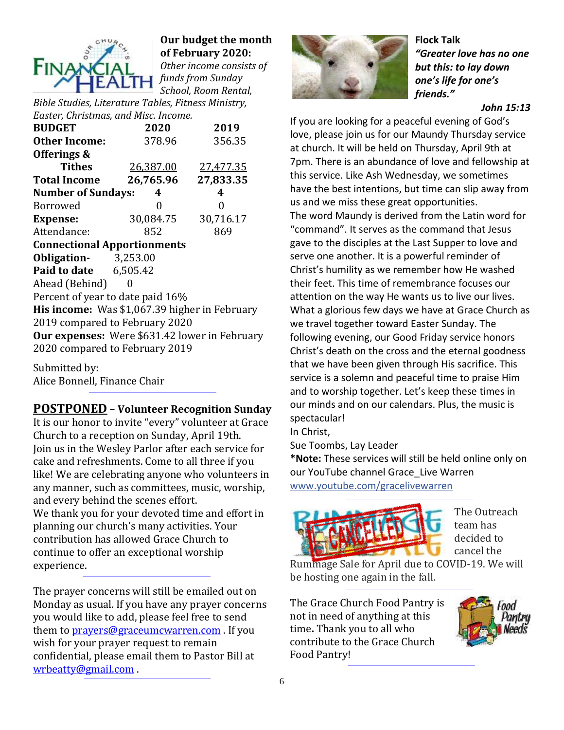## Our budget the month of February 2020:

*Other income consists of funds from Sunday School, Room Rental, Bible Studies, Literature Tables, Fitness Ministry, Easter, Christmas, and Misc. Income.*

| **BUDGET** | **2020** | **2019** |
|---|---|---|
| **Other Income:** | 378.96 | 356.35 |
| **Offerings & Tithes** | 26,387.00 | 27,477.35 |
| **Total Income** | **26,765.96** | **27,833.35** |
| **Number of Sundays:** | **4** | **4** |
| Borrowed | 0 | 0 |
| **Expense:** | 30,084.75 | 30,716.17 |
| Attendance: | 852 | 869 |

**Connectional Apportionments**

**Obligation-** 3,253.00

**Paid to date** 6,505.42

Ahead (Behind) 0

Percent of year to date paid 16%

**His income:** Was $1,067.39 higher in February 2019 compared to February 2020

**Our expenses:** Were $631.42 lower in February 2020 compared to February 2019

Submitted by:
Alice Bonnell, Finance Chair

## POSTPONED – Volunteer Recognition Sunday

It is our honor to invite "every" volunteer at Grace Church to a reception on Sunday, April 19th. Join us in the Wesley Parlor after each service for cake and refreshments. Come to all three if you like! We are celebrating anyone who volunteers in any manner, such as committees, music, worship, and every behind the scenes effort.

We thank you for your devoted time and effort in planning our church's many activities. Your contribution has allowed Grace Church to continue to offer an exceptional worship experience.

The prayer concerns will still be emailed out on Monday as usual. If you have any prayer concerns you would like to add, please feel free to send them to prayers@graceumcwarren.com . If you wish for your prayer request to remain confidential, please email them to Pastor Bill at wrbeatty@gmail.com .

## Flock Talk

***"Greater love has no one but this: to lay down one's life for one's friends."***

***John 15:13***

If you are looking for a peaceful evening of God's love, please join us for our Maundy Thursday service at church. It will be held on Thursday, April 9th at 7pm. There is an abundance of love and fellowship at this service. Like Ash Wednesday, we sometimes have the best intentions, but time can slip away from us and we miss these great opportunities.

The word Maundy is derived from the Latin word for "command". It serves as the command that Jesus gave to the disciples at the Last Supper to love and serve one another. It is a powerful reminder of Christ's humility as we remember how He washed their feet. This time of remembrance focuses our attention on the way He wants us to live our lives.

What a glorious few days we have at Grace Church as we travel together toward Easter Sunday. The following evening, our Good Friday service honors Christ's death on the cross and the eternal goodness that we have been given through His sacrifice. This service is a solemn and peaceful time to praise Him and to worship together. Let's keep these times in our minds and on our calendars. Plus, the music is spectacular!

In Christ,

Sue Toombs, Lay Leader

***Note:** These services will still be held online only on our YouTube channel Grace_Live Warren www.youtube.com/gracelivewarren

The Outreach team has decided to cancel the Rummage Sale for April due to COVID-19. We will be hosting one again in the fall.

The Grace Church Food Pantry is not in need of anything at this time**.** Thank you to all who contribute to the Grace Church Food Pantry!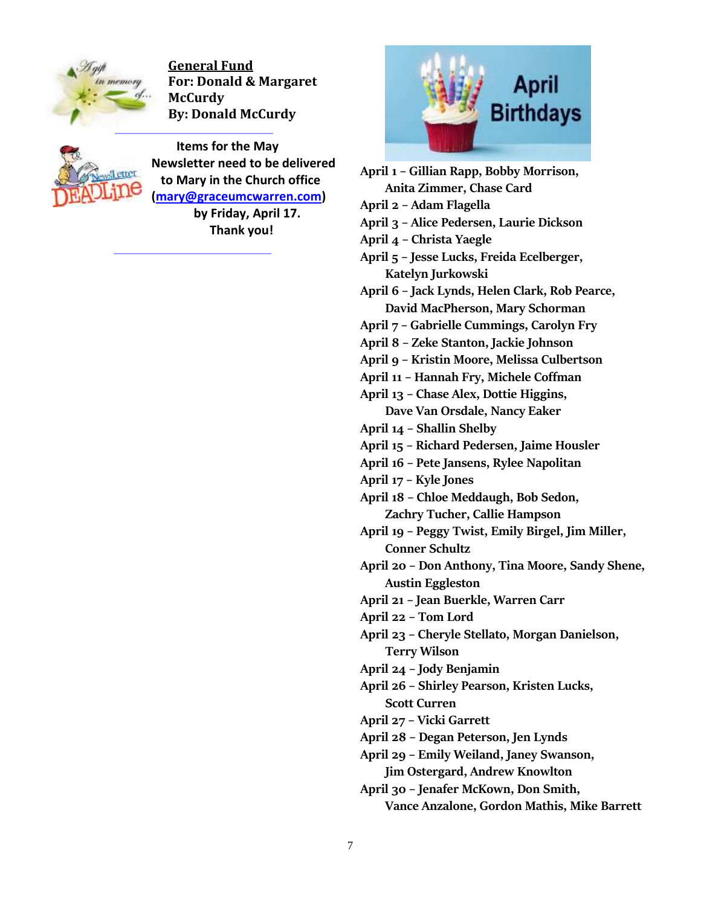**General Fund**
**For: Donald & Margaret McCurdy**
**By: Donald McCurdy**

---

**Items for the May Newsletter need to be delivered to Mary in the Church office (mary@graceumcwarren.com) by Friday, April 17.**
**Thank you!**

---

## April Birthdays

April 1 – Gillian Rapp, Bobby Morrison, Anita Zimmer, Chase Card
April 2 – Adam Flagella
April 3 – Alice Pedersen, Laurie Dickson
April 4 – Christa Yaegle
April 5 – Jesse Lucks, Freida Ecelberger, Katelyn Jurkowski
April 6 – Jack Lynds, Helen Clark, Rob Pearce, David MacPherson, Mary Schorman
April 7 – Gabrielle Cummings, Carolyn Fry
April 8 – Zeke Stanton, Jackie Johnson
April 9 – Kristin Moore, Melissa Culbertson
April 11 – Hannah Fry, Michele Coffman
April 13 – Chase Alex, Dottie Higgins, Dave Van Orsdale, Nancy Eaker
April 14 – Shallin Shelby
April 15 – Richard Pedersen, Jaime Housler
April 16 – Pete Jansens, Rylee Napolitan
April 17 – Kyle Jones
April 18 – Chloe Meddaugh, Bob Sedon, Zachry Tucher, Callie Hampson
April 19 – Peggy Twist, Emily Birgel, Jim Miller, Conner Schultz
April 20 – Don Anthony, Tina Moore, Sandy Shene, Austin Eggleston
April 21 – Jean Buerkle, Warren Carr
April 22 – Tom Lord
April 23 – Cheryle Stellato, Morgan Danielson, Terry Wilson
April 24 – Jody Benjamin
April 26 – Shirley Pearson, Kristen Lucks, Scott Curren
April 27 – Vicki Garrett
April 28 – Degan Peterson, Jen Lynds
April 29 – Emily Weiland, Janey Swanson, Jim Ostergard, Andrew Knowlton
April 30 – Jenafer McKown, Don Smith, Vance Anzalone, Gordon Mathis, Mike Barrett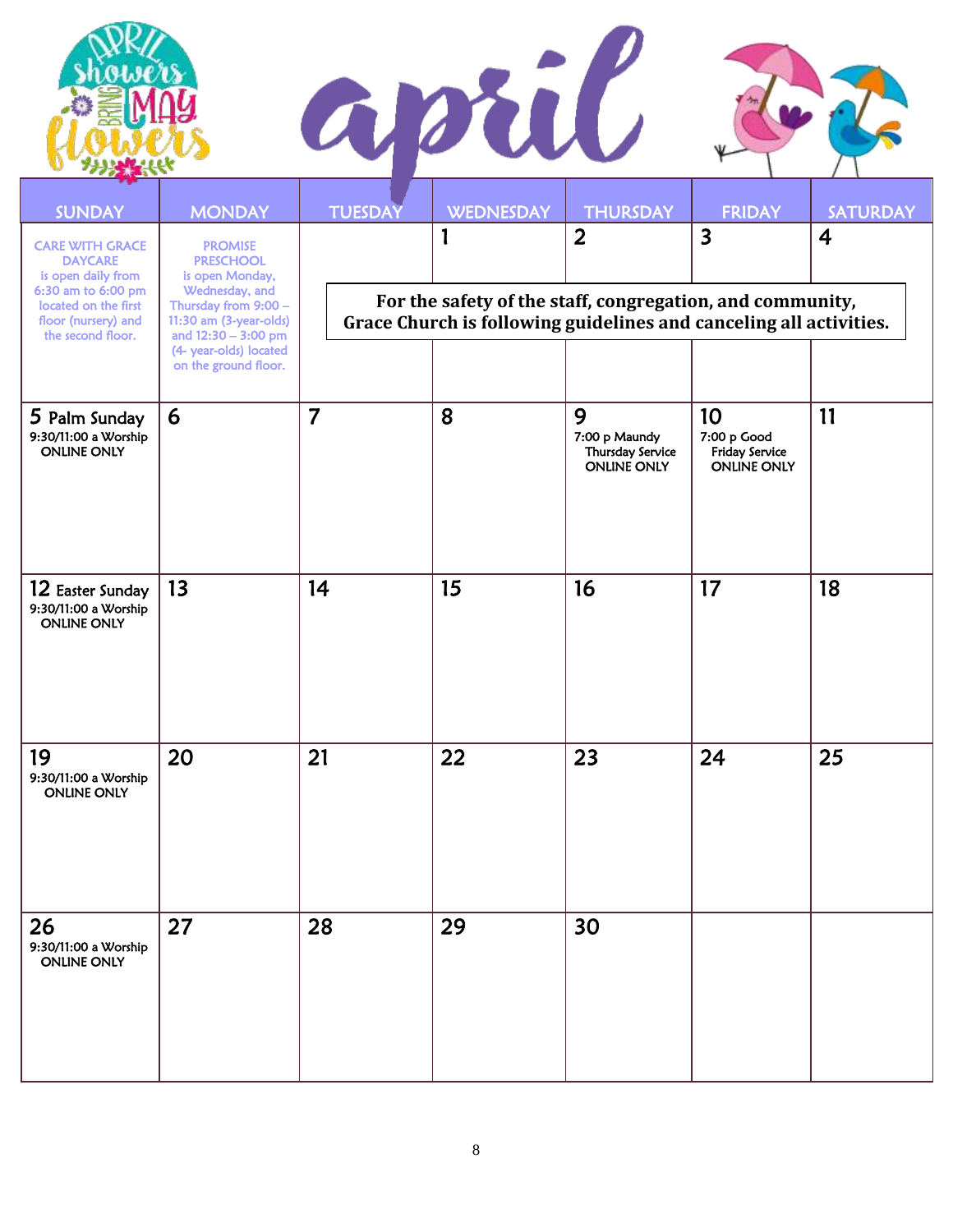# april

April showers bring May flowers

| SUNDAY | MONDAY | TUESDAY | WEDNESDAY | THURSDAY | FRIDAY | SATURDAY |
|---|---|---|---|---|---|---|
| CARE WITH GRACE DAYCARE is open daily from 6:30 am to 6:00 pm located on the first floor (nursery) and the second floor. | PROMISE PRESCHOOL is open Monday, Wednesday, and Thursday from 9:00 – 11:30 am (3-year-olds) and 12:30 – 3:00 pm (4- year-olds) located on the ground floor. | | 1 | 2 | 3 | 4 |
| 5 Palm Sunday 9:30/11:00 a Worship ONLINE ONLY | 6 | 7 | 8 | 9 7:00 p Maundy Thursday Service ONLINE ONLY | 10 7:00 p Good Friday Service ONLINE ONLY | 11 |
| 12 Easter Sunday 9:30/11:00 a Worship ONLINE ONLY | 13 | 14 | 15 | 16 | 17 | 18 |
| 19 9:30/11:00 a Worship ONLINE ONLY | 20 | 21 | 22 | 23 | 24 | 25 |
| 26 9:30/11:00 a Worship ONLINE ONLY | 27 | 28 | 29 | 30 | | |

**For the safety of the staff, congregation, and community, Grace Church is following guidelines and canceling all activities.**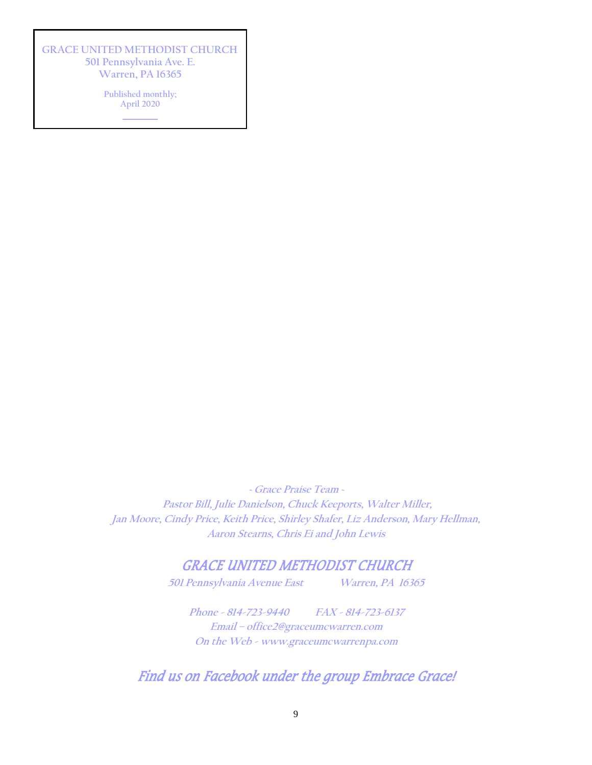GRACE UNITED METHODIST CHURCH
501 Pennsylvania Ave. E.
Warren, PA 16365

Published monthly;
April 2020

*- Grace Praise Team -*

*Pastor Bill, Julie Danielson, Chuck Keeports, Walter Miller, Jan Moore, Cindy Price, Keith Price, Shirley Shafer, Liz Anderson, Mary Hellman, Aaron Stearns, Chris Ei and John Lewis*

## *GRACE UNITED METHODIST CHURCH*

*501 Pennsylvania Avenue East Warren, PA 16365*

*Phone - 814-723-9440 FAX - 814-723-6137*
*Email – office2@graceumcwarren.com*
*On the Web - www.graceumcwarrenpa.com*

*Find us on Facebook under the group Embrace Grace!*